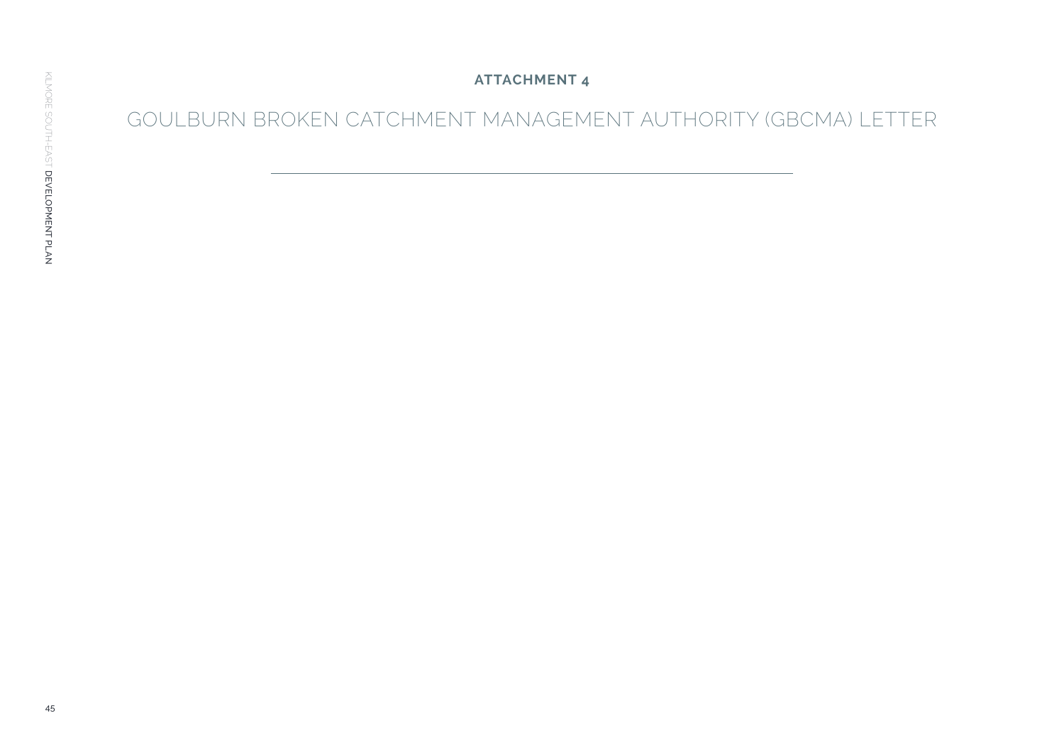**ATTACHMENT 4**

# GOULBURN BROKEN CATCHMENT MANAGEMENT AUTHORITY (GBCMA) LETTER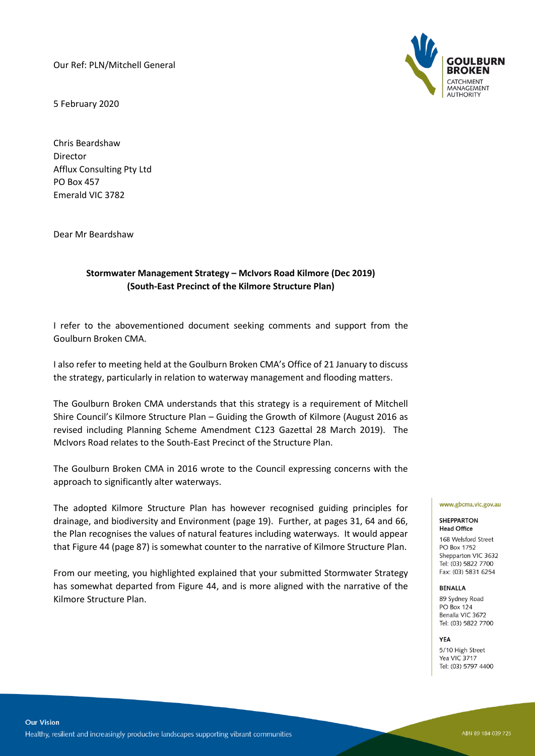Our Ref: PLN/Mitchell General

5 February 2020

Chris Beardshaw
Director
Afflux Consulting Pty Ltd
PO Box 457
Emerald VIC 3782

Dear Mr Beardshaw

**Stormwater Management Strategy – McIvors Road Kilmore (Dec 2019)**
**(South-East Precinct of the Kilmore Structure Plan)**

I refer to the abovementioned document seeking comments and support from the Goulburn Broken CMA.

I also refer to meeting held at the Goulburn Broken CMA's Office of 21 January to discuss the strategy, particularly in relation to waterway management and flooding matters.

The Goulburn Broken CMA understands that this strategy is a requirement of Mitchell Shire Council's Kilmore Structure Plan – Guiding the Growth of Kilmore (August 2016 as revised including Planning Scheme Amendment C123 Gazettal 28 March 2019). The McIvors Road relates to the South-East Precinct of the Structure Plan.

The Goulburn Broken CMA in 2016 wrote to the Council expressing concerns with the approach to significantly alter waterways.

The adopted Kilmore Structure Plan has however recognised guiding principles for drainage, and biodiversity and Environment (page 19). Further, at pages 31, 64 and 66, the Plan recognises the values of natural features including waterways. It would appear that Figure 44 (page 87) is somewhat counter to the narrative of Kilmore Structure Plan.

From our meeting, you highlighted explained that your submitted Stormwater Strategy has somewhat departed from Figure 44, and is more aligned with the narrative of the Kilmore Structure Plan.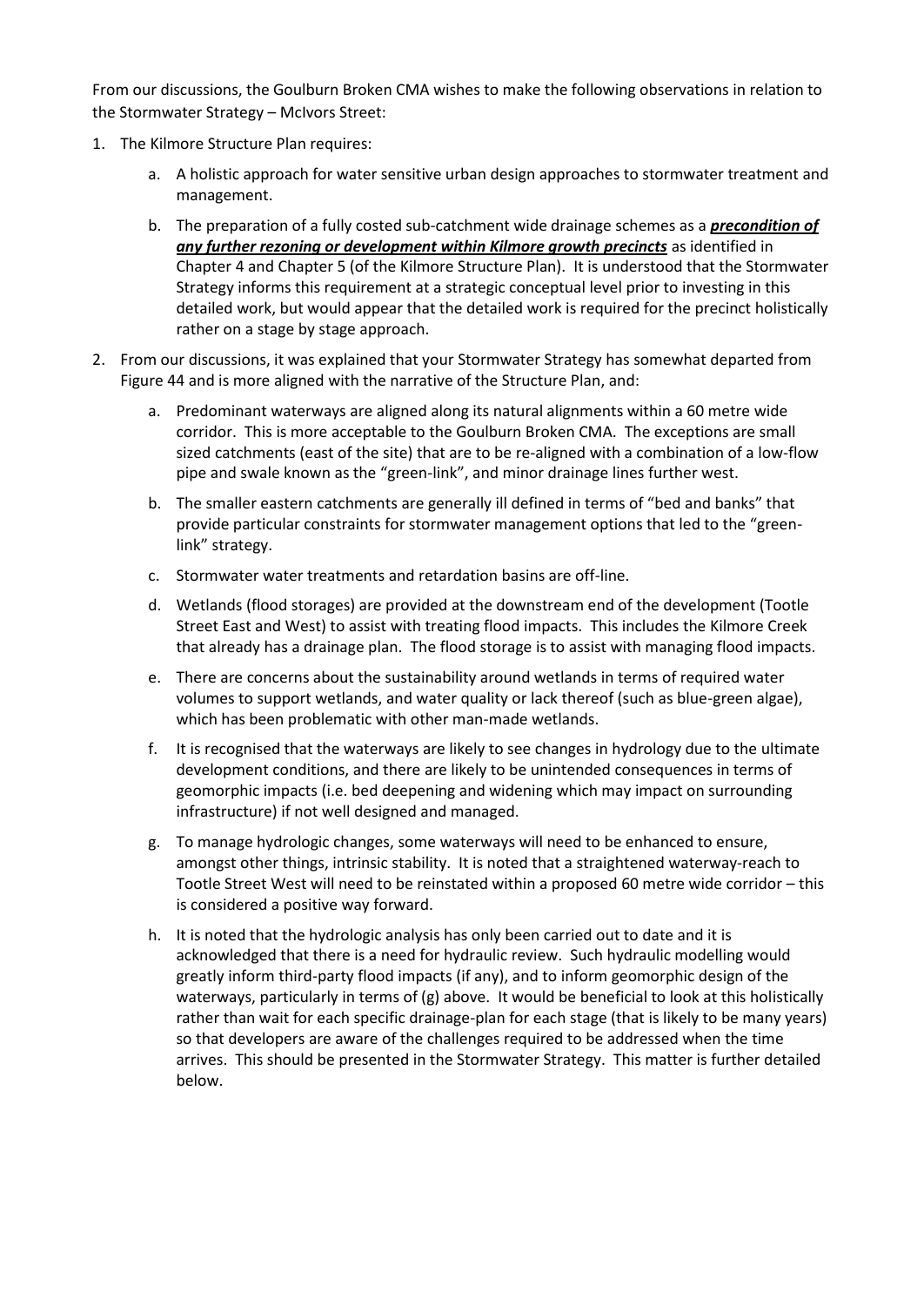From our discussions, the Goulburn Broken CMA wishes to make the following observations in relation to the Stormwater Strategy – McIvors Street:

1. The Kilmore Structure Plan requires:

   a. A holistic approach for water sensitive urban design approaches to stormwater treatment and management.

   b. The preparation of a fully costed sub-catchment wide drainage schemes as a ***precondition of any further rezoning or development within Kilmore growth precincts*** as identified in Chapter 4 and Chapter 5 (of the Kilmore Structure Plan). It is understood that the Stormwater Strategy informs this requirement at a strategic conceptual level prior to investing in this detailed work, but would appear that the detailed work is required for the precinct holistically rather on a stage by stage approach.

2. From our discussions, it was explained that your Stormwater Strategy has somewhat departed from Figure 44 and is more aligned with the narrative of the Structure Plan, and:

   a. Predominant waterways are aligned along its natural alignments within a 60 metre wide corridor. This is more acceptable to the Goulburn Broken CMA. The exceptions are small sized catchments (east of the site) that are to be re-aligned with a combination of a low-flow pipe and swale known as the "green-link", and minor drainage lines further west.

   b. The smaller eastern catchments are generally ill defined in terms of "bed and banks" that provide particular constraints for stormwater management options that led to the "green-link" strategy.

   c. Stormwater water treatments and retardation basins are off-line.

   d. Wetlands (flood storages) are provided at the downstream end of the development (Tootle Street East and West) to assist with treating flood impacts. This includes the Kilmore Creek that already has a drainage plan. The flood storage is to assist with managing flood impacts.

   e. There are concerns about the sustainability around wetlands in terms of required water volumes to support wetlands, and water quality or lack thereof (such as blue-green algae), which has been problematic with other man-made wetlands.

   f. It is recognised that the waterways are likely to see changes in hydrology due to the ultimate development conditions, and there are likely to be unintended consequences in terms of geomorphic impacts (i.e. bed deepening and widening which may impact on surrounding infrastructure) if not well designed and managed.

   g. To manage hydrologic changes, some waterways will need to be enhanced to ensure, amongst other things, intrinsic stability. It is noted that a straightened waterway-reach to Tootle Street West will need to be reinstated within a proposed 60 metre wide corridor – this is considered a positive way forward.

   h. It is noted that the hydrologic analysis has only been carried out to date and it is acknowledged that there is a need for hydraulic review. Such hydraulic modelling would greatly inform third-party flood impacts (if any), and to inform geomorphic design of the waterways, particularly in terms of (g) above. It would be beneficial to look at this holistically rather than wait for each specific drainage-plan for each stage (that is likely to be many years) so that developers are aware of the challenges required to be addressed when the time arrives. This should be presented in the Stormwater Strategy. This matter is further detailed below.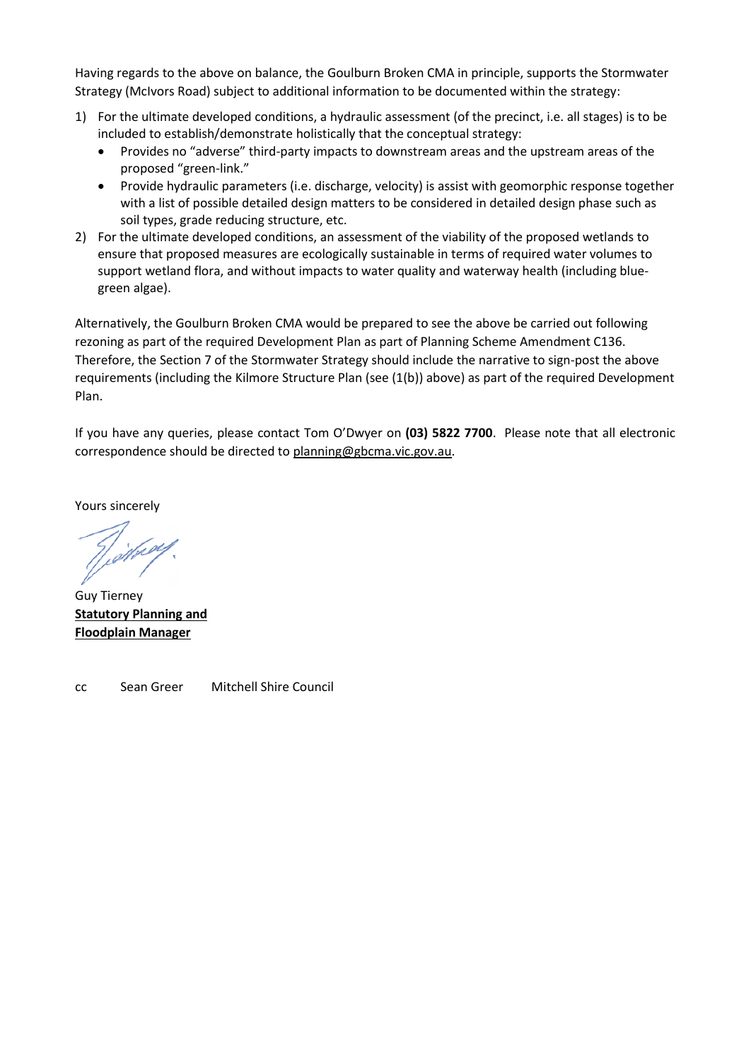Having regards to the above on balance, the Goulburn Broken CMA in principle, supports the Stormwater Strategy (McIvors Road) subject to additional information to be documented within the strategy:

1) For the ultimate developed conditions, a hydraulic assessment (of the precinct, i.e. all stages) is to be included to establish/demonstrate holistically that the conceptual strategy:
   - Provides no "adverse" third-party impacts to downstream areas and the upstream areas of the proposed "green-link."
   - Provide hydraulic parameters (i.e. discharge, velocity) is assist with geomorphic response together with a list of possible detailed design matters to be considered in detailed design phase such as soil types, grade reducing structure, etc.
2) For the ultimate developed conditions, an assessment of the viability of the proposed wetlands to ensure that proposed measures are ecologically sustainable in terms of required water volumes to support wetland flora, and without impacts to water quality and waterway health (including blue-green algae).

Alternatively, the Goulburn Broken CMA would be prepared to see the above be carried out following rezoning as part of the required Development Plan as part of Planning Scheme Amendment C136. Therefore, the Section 7 of the Stormwater Strategy should include the narrative to sign-post the above requirements (including the Kilmore Structure Plan (see (1(b)) above) as part of the required Development Plan.

If you have any queries, please contact Tom O'Dwyer on **(03) 5822 7700**. Please note that all electronic correspondence should be directed to planning@gbcma.vic.gov.au.

Yours sincerely

Guy Tierney
**Statutory Planning and Floodplain Manager**

cc Sean Greer Mitchell Shire Council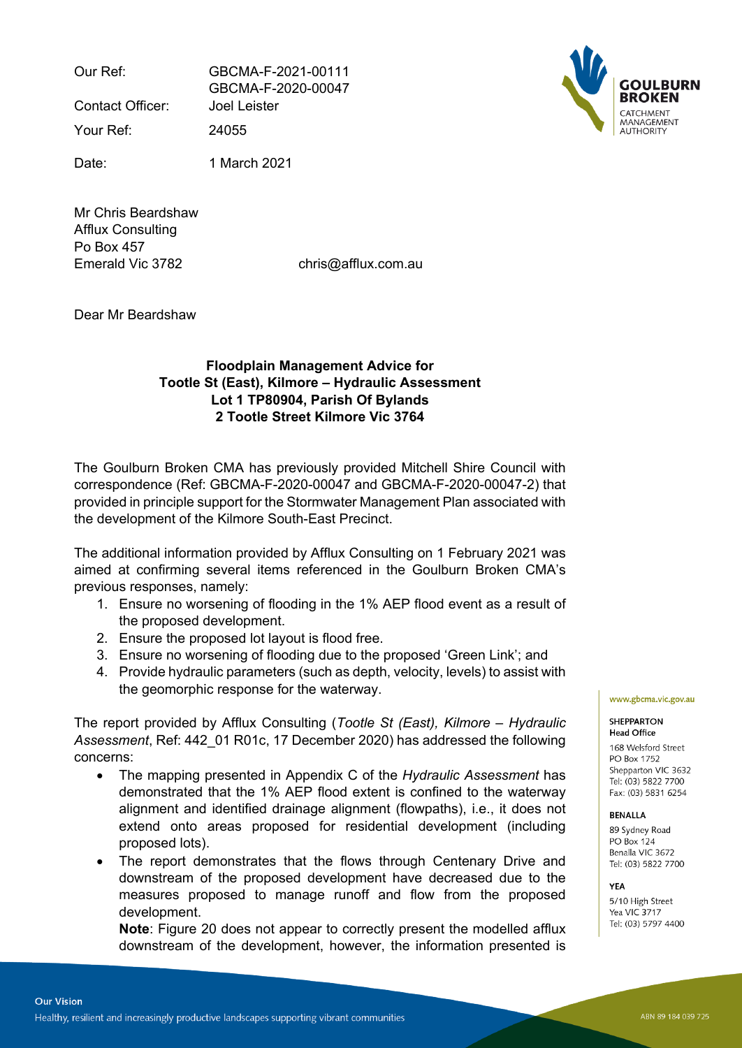| | |
|---|---|
| Our Ref: | GBCMA-F-2021-00111<br>GBCMA-F-2020-00047 |
| Contact Officer: | Joel Leister |
| Your Ref: | 24055 |
| Date: | 1 March 2021 |

Mr Chris Beardshaw
Afflux Consulting
Po Box 457
Emerald Vic 3782

chris@afflux.com.au

Dear Mr Beardshaw

**Floodplain Management Advice for**
**Tootle St (East), Kilmore – Hydraulic Assessment**
**Lot 1 TP80904, Parish Of Bylands**
**2 Tootle Street Kilmore Vic 3764**

The Goulburn Broken CMA has previously provided Mitchell Shire Council with correspondence (Ref: GBCMA-F-2020-00047 and GBCMA-F-2020-00047-2) that provided in principle support for the Stormwater Management Plan associated with the development of the Kilmore South-East Precinct.

The additional information provided by Afflux Consulting on 1 February 2021 was aimed at confirming several items referenced in the Goulburn Broken CMA's previous responses, namely:

1. Ensure no worsening of flooding in the 1% AEP flood event as a result of the proposed development.
2. Ensure the proposed lot layout is flood free.
3. Ensure no worsening of flooding due to the proposed 'Green Link'; and
4. Provide hydraulic parameters (such as depth, velocity, levels) to assist with the geomorphic response for the waterway.

The report provided by Afflux Consulting (*Tootle St (East), Kilmore – Hydraulic Assessment*, Ref: 442_01 R01c, 17 December 2020) has addressed the following concerns:

- The mapping presented in Appendix C of the *Hydraulic Assessment* has demonstrated that the 1% AEP flood extent is confined to the waterway alignment and identified drainage alignment (flowpaths), i.e., it does not extend onto areas proposed for residential development (including proposed lots).
- The report demonstrates that the flows through Centenary Drive and downstream of the proposed development have decreased due to the measures proposed to manage runoff and flow from the proposed development.

  **Note**: Figure 20 does not appear to correctly present the modelled afflux downstream of the development, however, the information presented is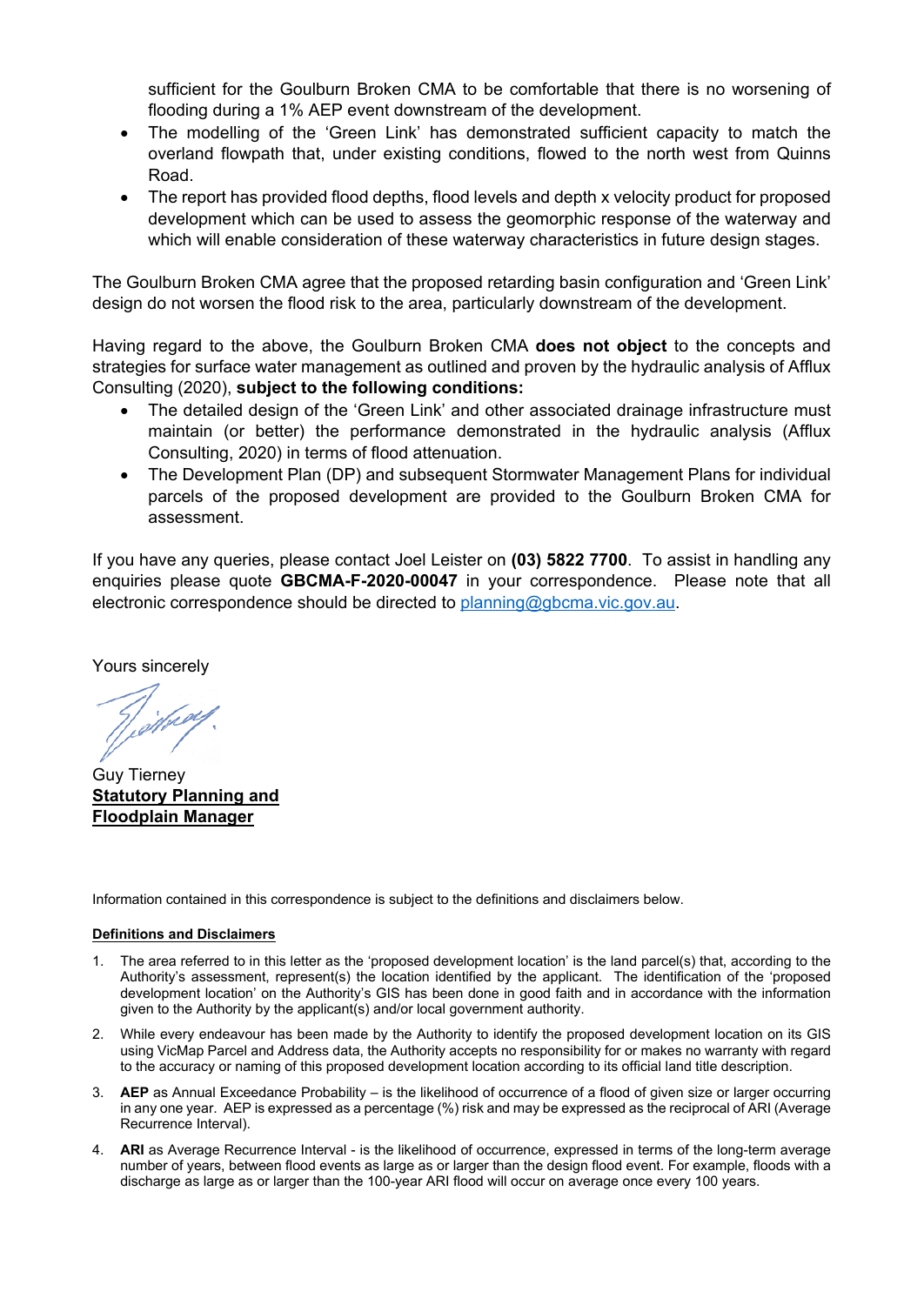sufficient for the Goulburn Broken CMA to be comfortable that there is no worsening of flooding during a 1% AEP event downstream of the development.

- The modelling of the 'Green Link' has demonstrated sufficient capacity to match the overland flowpath that, under existing conditions, flowed to the north west from Quinns Road.
- The report has provided flood depths, flood levels and depth x velocity product for proposed development which can be used to assess the geomorphic response of the waterway and which will enable consideration of these waterway characteristics in future design stages.

The Goulburn Broken CMA agree that the proposed retarding basin configuration and 'Green Link' design do not worsen the flood risk to the area, particularly downstream of the development.

Having regard to the above, the Goulburn Broken CMA **does not object** to the concepts and strategies for surface water management as outlined and proven by the hydraulic analysis of Afflux Consulting (2020), **subject to the following conditions:**

- The detailed design of the 'Green Link' and other associated drainage infrastructure must maintain (or better) the performance demonstrated in the hydraulic analysis (Afflux Consulting, 2020) in terms of flood attenuation.
- The Development Plan (DP) and subsequent Stormwater Management Plans for individual parcels of the proposed development are provided to the Goulburn Broken CMA for assessment.

If you have any queries, please contact Joel Leister on **(03) 5822 7700**. To assist in handling any enquiries please quote **GBCMA-F-2020-00047** in your correspondence. Please note that all electronic correspondence should be directed to planning@gbcma.vic.gov.au.

Yours sincerely

Guy Tierney
**Statutory Planning and Floodplain Manager**

Information contained in this correspondence is subject to the definitions and disclaimers below.

**Definitions and Disclaimers**

1. The area referred to in this letter as the 'proposed development location' is the land parcel(s) that, according to the Authority's assessment, represent(s) the location identified by the applicant. The identification of the 'proposed development location' on the Authority's GIS has been done in good faith and in accordance with the information given to the Authority by the applicant(s) and/or local government authority.
2. While every endeavour has been made by the Authority to identify the proposed development location on its GIS using VicMap Parcel and Address data, the Authority accepts no responsibility for or makes no warranty with regard to the accuracy or naming of this proposed development location according to its official land title description.
3. **AEP** as Annual Exceedance Probability – is the likelihood of occurrence of a flood of given size or larger occurring in any one year. AEP is expressed as a percentage (%) risk and may be expressed as the reciprocal of ARI (Average Recurrence Interval).
4. **ARI** as Average Recurrence Interval - is the likelihood of occurrence, expressed in terms of the long-term average number of years, between flood events as large as or larger than the design flood event. For example, floods with a discharge as large as or larger than the 100-year ARI flood will occur on average once every 100 years.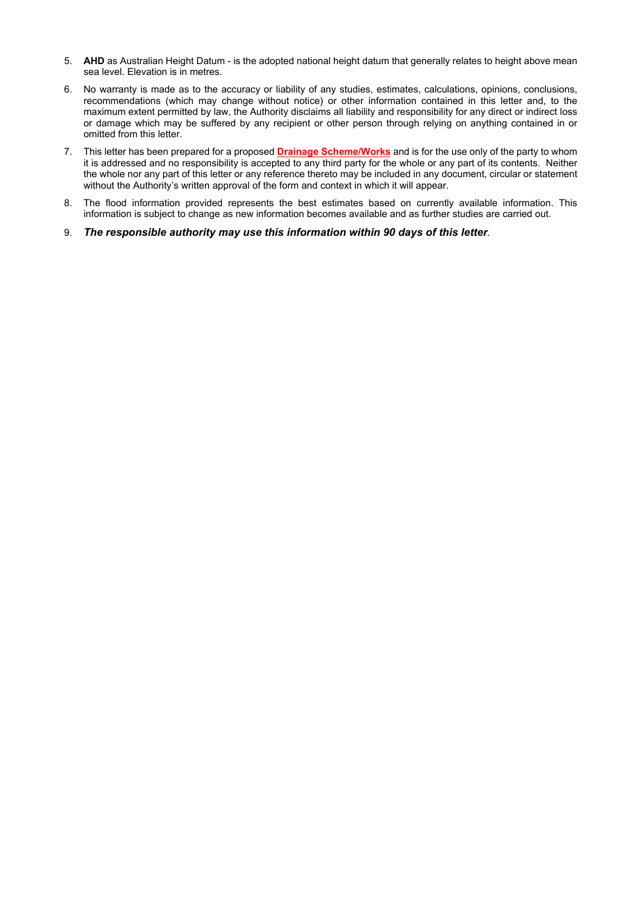5. **AHD** as Australian Height Datum - is the adopted national height datum that generally relates to height above mean sea level. Elevation is in metres.

6. No warranty is made as to the accuracy or liability of any studies, estimates, calculations, opinions, conclusions, recommendations (which may change without notice) or other information contained in this letter and, to the maximum extent permitted by law, the Authority disclaims all liability and responsibility for any direct or indirect loss or damage which may be suffered by any recipient or other person through relying on anything contained in or omitted from this letter.

7. This letter has been prepared for a proposed **Drainage Scheme/Works** and is for the use only of the party to whom it is addressed and no responsibility is accepted to any third party for the whole or any part of its contents. Neither the whole nor any part of this letter or any reference thereto may be included in any document, circular or statement without the Authority's written approval of the form and context in which it will appear.

8. The flood information provided represents the best estimates based on currently available information. This information is subject to change as new information becomes available and as further studies are carried out.

9. ***The responsible authority may use this information within 90 days of this letter.***